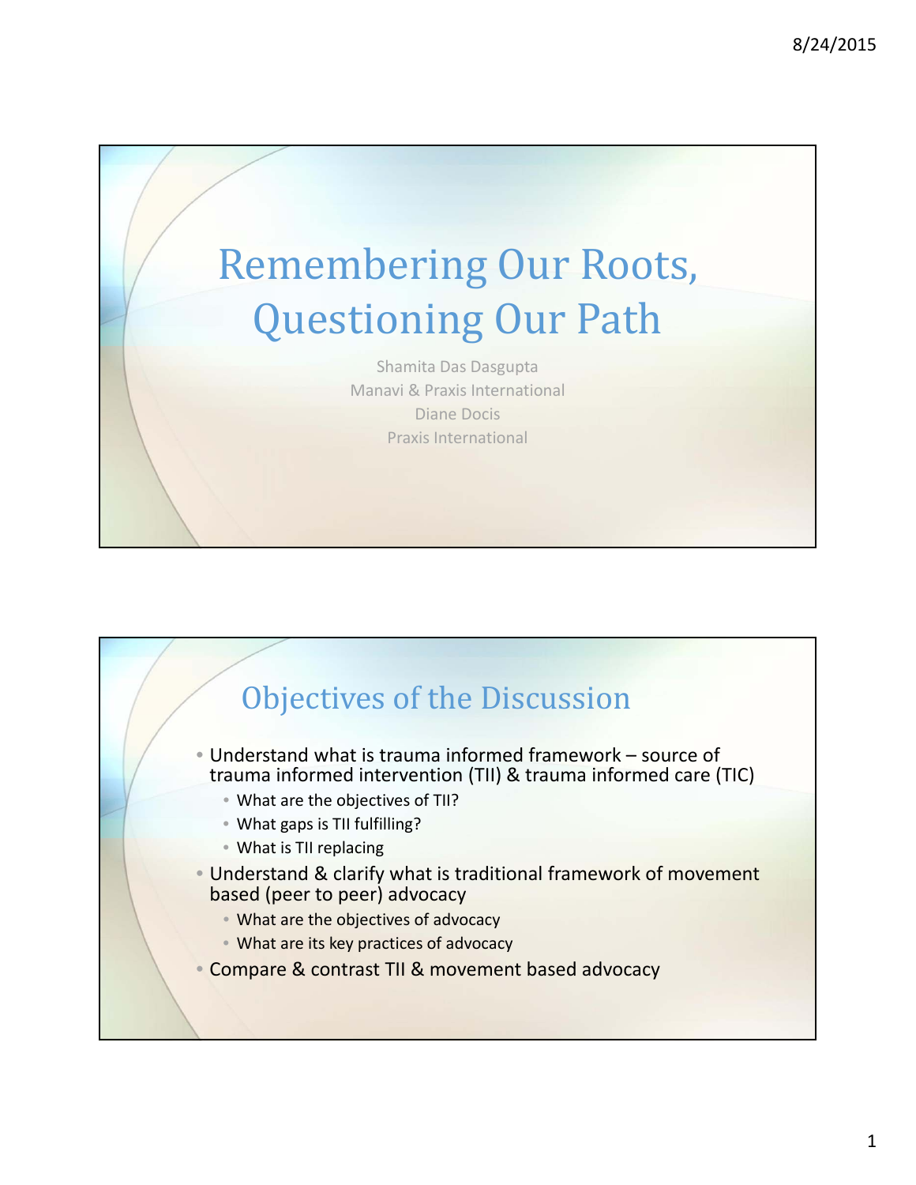# Remembering Our Roots, Questioning Our Path

Shamita Das Dasgupta
Manavi & Praxis International
Diane Docis
Praxis International

## Objectives of the Discussion

- Understand what is trauma informed framework – source of trauma informed intervention (TII) & trauma informed care (TIC)
  - What are the objectives of TII?
  - What gaps is TII fulfilling?
  - What is TII replacing
- Understand & clarify what is traditional framework of movement based (peer to peer) advocacy
  - What are the objectives of advocacy
  - What are its key practices of advocacy
- Compare & contrast TII & movement based advocacy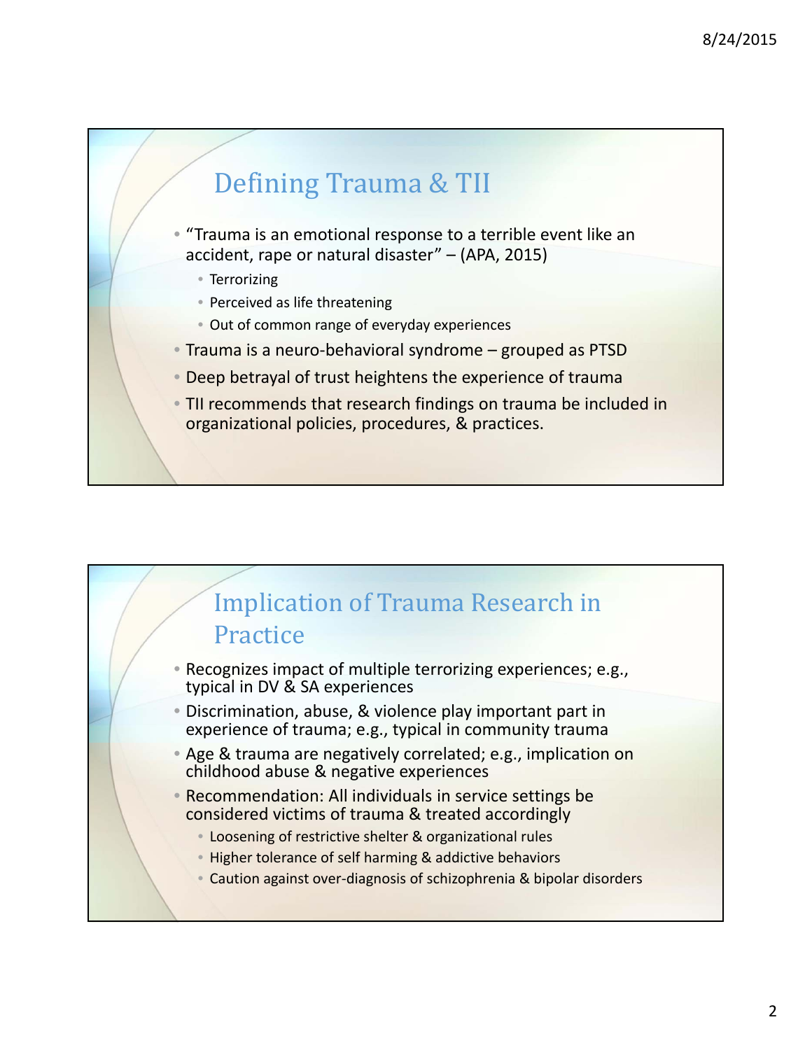## Defining Trauma & TII

- "Trauma is an emotional response to a terrible event like an accident, rape or natural disaster" – (APA, 2015)
  - Terrorizing
  - Perceived as life threatening
  - Out of common range of everyday experiences
- Trauma is a neuro-behavioral syndrome – grouped as PTSD
- Deep betrayal of trust heightens the experience of trauma
- TII recommends that research findings on trauma be included in organizational policies, procedures, & practices.

## Implication of Trauma Research in Practice

- Recognizes impact of multiple terrorizing experiences; e.g., typical in DV & SA experiences
- Discrimination, abuse, & violence play important part in experience of trauma; e.g., typical in community trauma
- Age & trauma are negatively correlated; e.g., implication on childhood abuse & negative experiences
- Recommendation: All individuals in service settings be considered victims of trauma & treated accordingly
  - Loosening of restrictive shelter & organizational rules
  - Higher tolerance of self harming & addictive behaviors
  - Caution against over-diagnosis of schizophrenia & bipolar disorders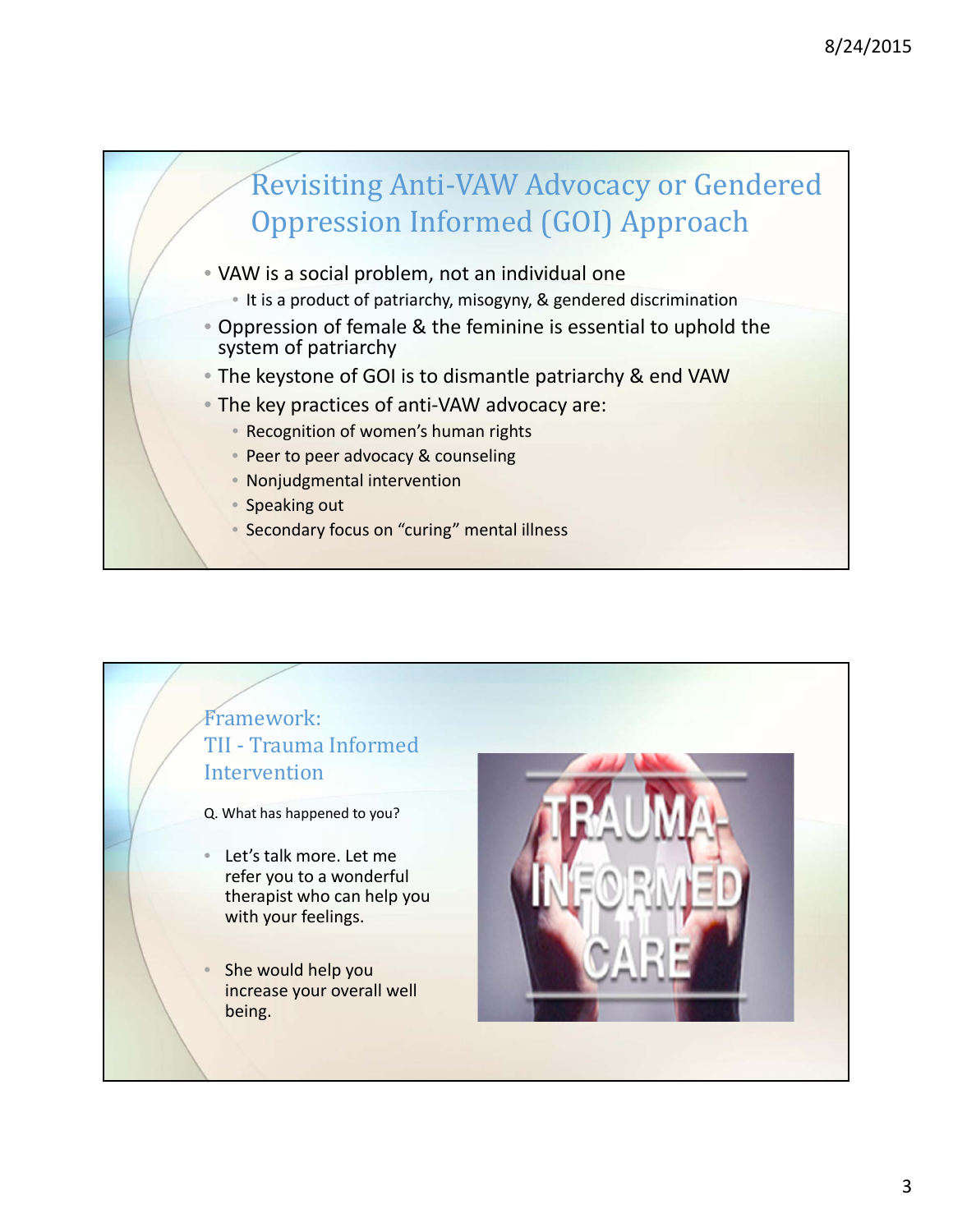## Revisiting Anti-VAW Advocacy or Gendered Oppression Informed (GOI) Approach

- VAW is a social problem, not an individual one
  - It is a product of patriarchy, misogyny, & gendered discrimination
- Oppression of female & the feminine is essential to uphold the system of patriarchy
- The keystone of GOI is to dismantle patriarchy & end VAW
- The key practices of anti-VAW advocacy are:
  - Recognition of women's human rights
  - Peer to peer advocacy & counseling
  - Nonjudgmental intervention
  - Speaking out
  - Secondary focus on "curing" mental illness

## Framework: TII - Trauma Informed Intervention

Q. What has happened to you?

- Let's talk more. Let me refer you to a wonderful therapist who can help you with your feelings.
- She would help you increase your overall well being.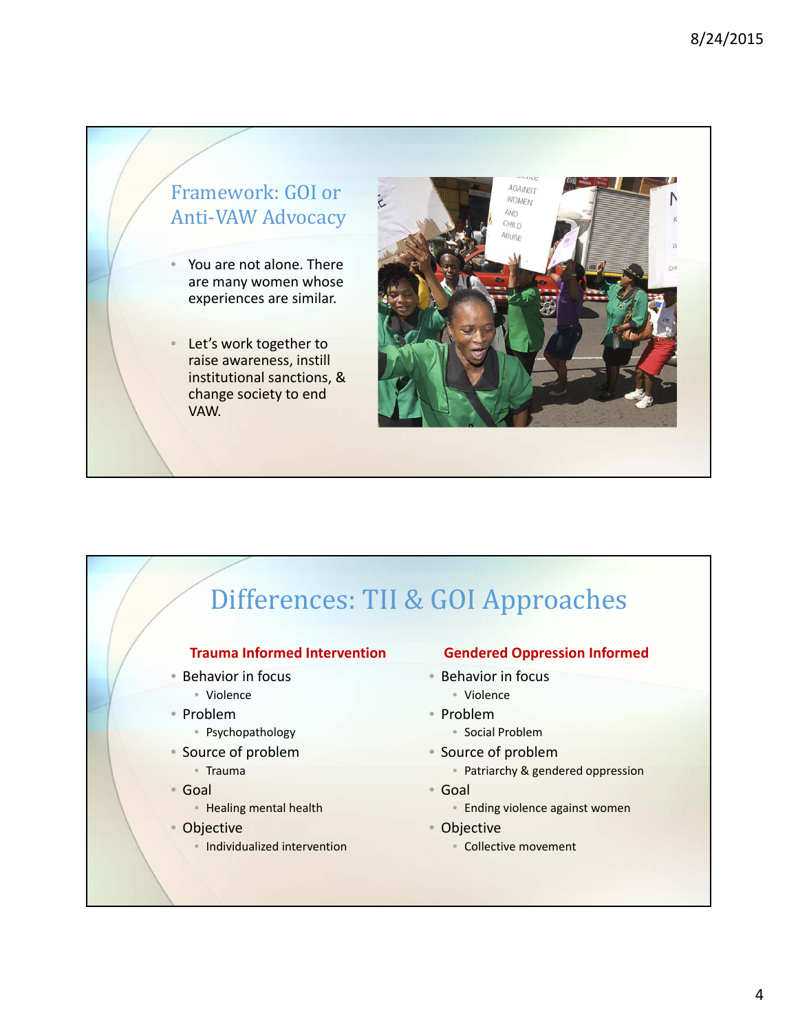## Framework: GOI or Anti-VAW Advocacy

- You are not alone. There are many women whose experiences are similar.
- Let's work together to raise awareness, instill institutional sanctions, & change society to end VAW.

## Differences: TII & GOI Approaches

**Trauma Informed Intervention**

- Behavior in focus
  - Violence
- Problem
  - Psychopathology
- Source of problem
  - Trauma
- Goal
  - Healing mental health
- Objective
  - Individualized intervention

**Gendered Oppression Informed**

- Behavior in focus
  - Violence
- Problem
  - Social Problem
- Source of problem
  - Patriarchy & gendered oppression
- Goal
  - Ending violence against women
- Objective
  - Collective movement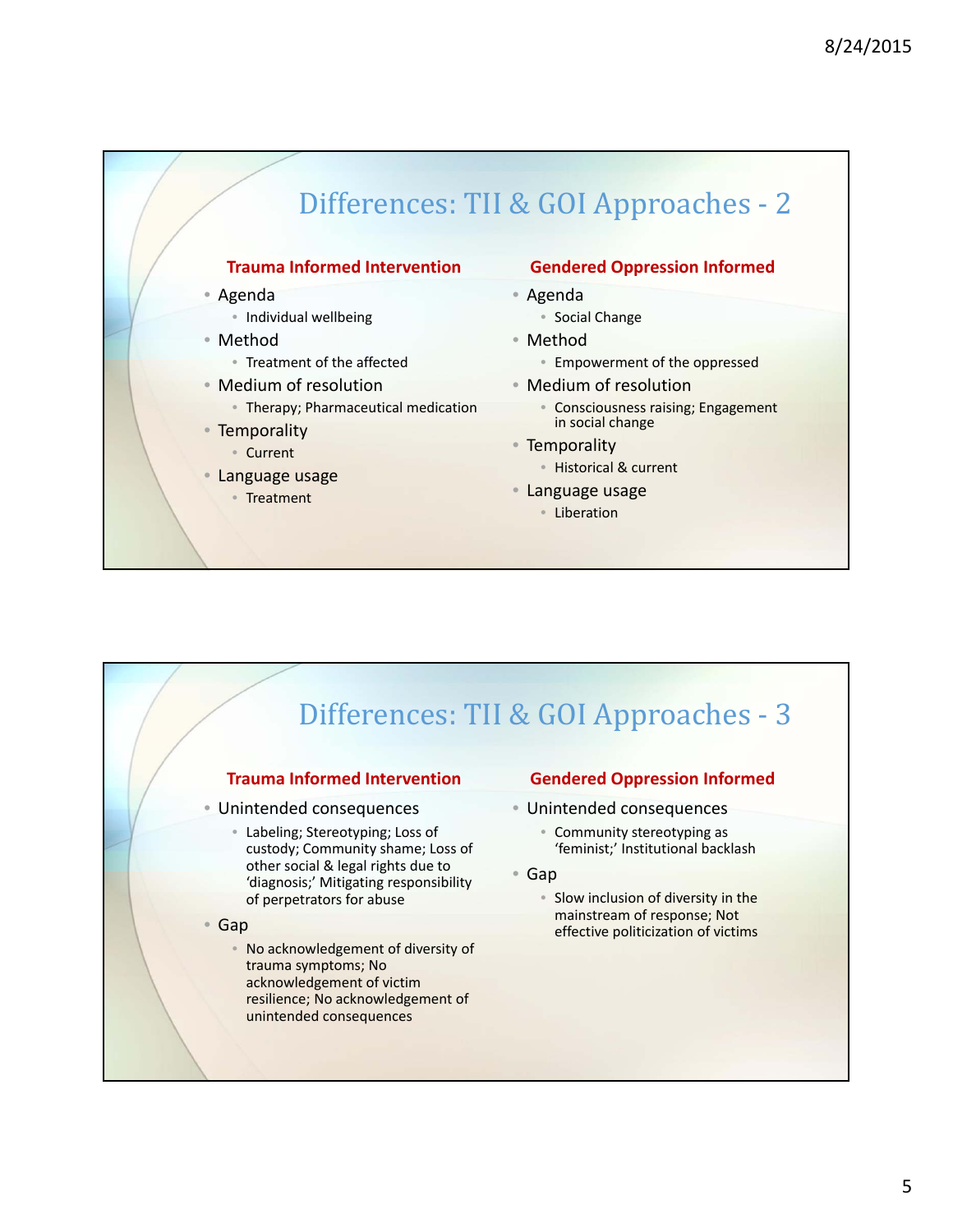## Differences: TII & GOI Approaches - 2

**Trauma Informed Intervention**

- Agenda
  - Individual wellbeing
- Method
  - Treatment of the affected
- Medium of resolution
  - Therapy; Pharmaceutical medication
- Temporality
  - Current
- Language usage
  - Treatment

**Gendered Oppression Informed**

- Agenda
  - Social Change
- Method
  - Empowerment of the oppressed
- Medium of resolution
  - Consciousness raising; Engagement in social change
- Temporality
  - Historical & current
- Language usage
  - Liberation

## Differences: TII & GOI Approaches - 3

**Trauma Informed Intervention**

- Unintended consequences
  - Labeling; Stereotyping; Loss of custody; Community shame; Loss of other social & legal rights due to 'diagnosis;' Mitigating responsibility of perpetrators for abuse
- Gap
  - No acknowledgement of diversity of trauma symptoms; No acknowledgement of victim resilience; No acknowledgement of unintended consequences

**Gendered Oppression Informed**

- Unintended consequences
  - Community stereotyping as 'feminist;' Institutional backlash
- Gap
  - Slow inclusion of diversity in the mainstream of response; Not effective politicization of victims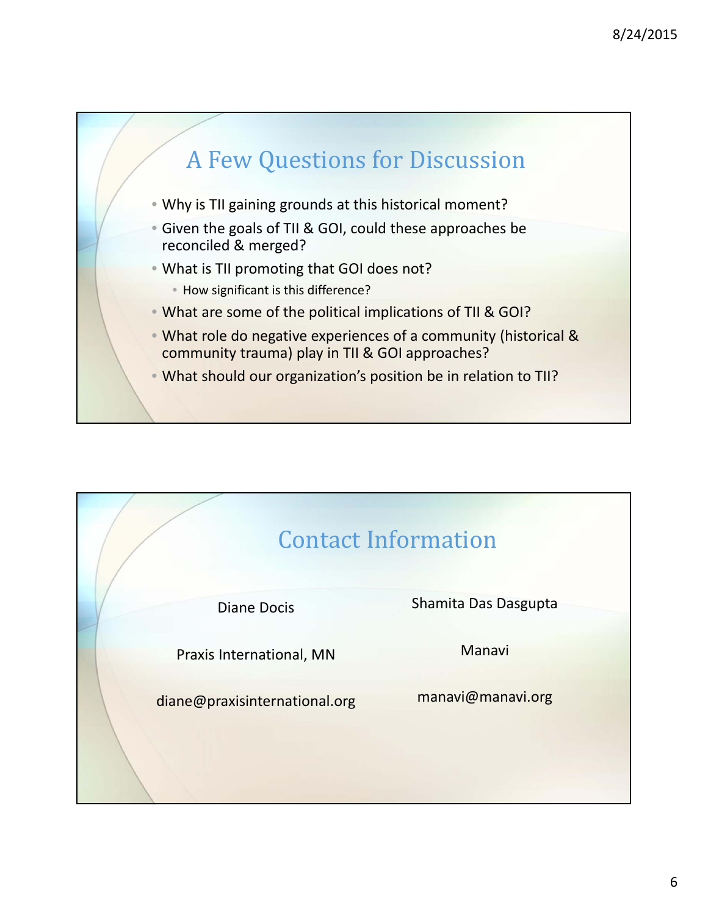## A Few Questions for Discussion

- Why is TII gaining grounds at this historical moment?
- Given the goals of TII & GOI, could these approaches be reconciled & merged?
- What is TII promoting that GOI does not?
  - How significant is this difference?
- What are some of the political implications of TII & GOI?
- What role do negative experiences of a community (historical & community trauma) play in TII & GOI approaches?
- What should our organization's position be in relation to TII?

## Contact Information

Diane Docis

Praxis International, MN

diane@praxisinternational.org

Shamita Das Dasgupta

Manavi

manavi@manavi.org